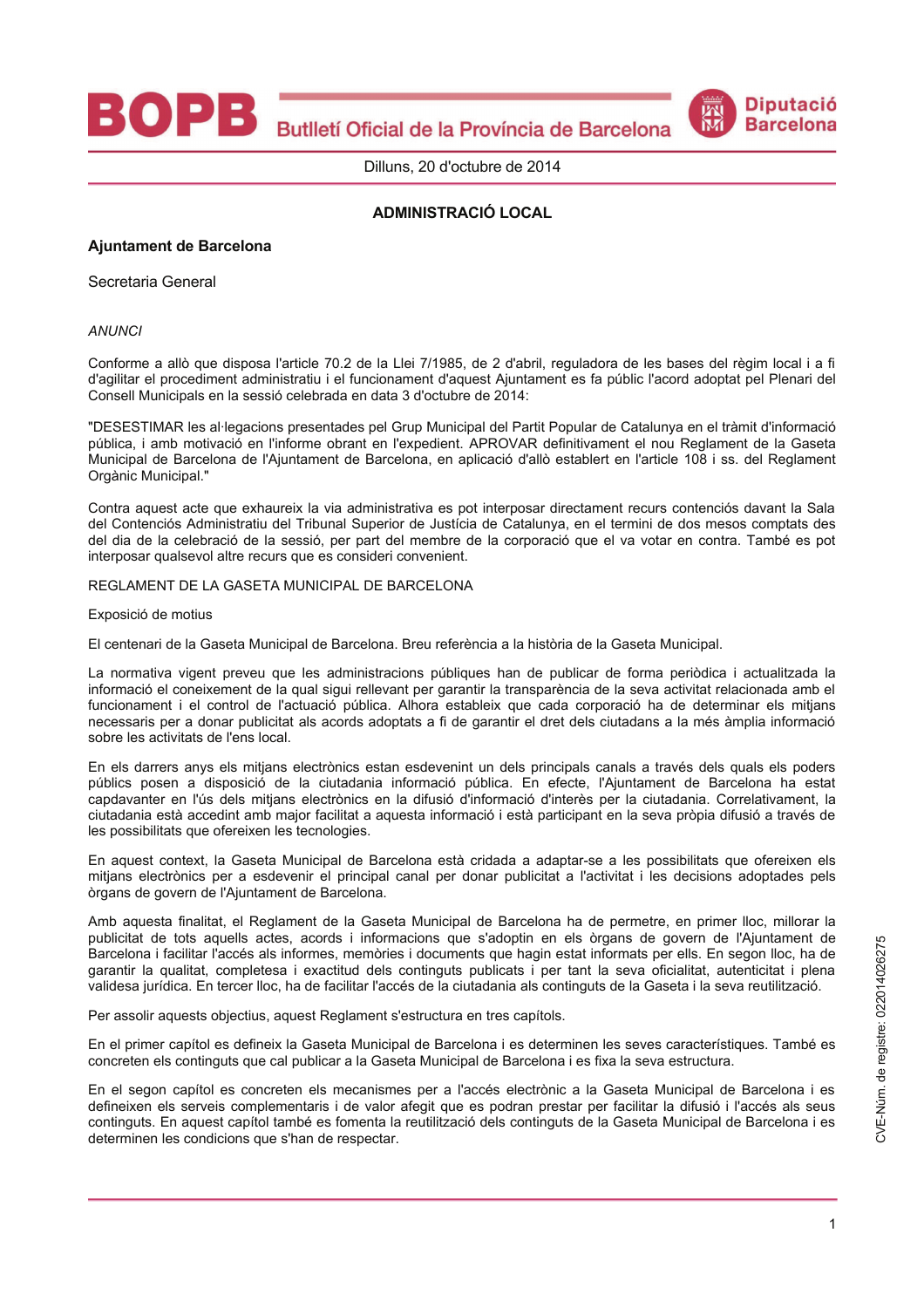Dilluns, 20 d'octubre de 2014

## ADMINISTRACIÓ LOCAL

**Ajuntament de Barcelona**

Secretaria General

*ANUNCI*

Conforme a allò que disposa l'article 70.2 de la Llei 7/1985, de 2 d'abril, reguladora de les bases del règim local i a fi d'agilitar el procediment administratiu i el funcionament d'aquest Ajuntament es fa públic l'acord adoptat pel Plenari del Consell Municipals en la sessió celebrada en data 3 d'octubre de 2014:

"DESESTIMAR les al·legacions presentades pel Grup Municipal del Partit Popular de Catalunya en el tràmit d'informació pública, i amb motivació en l'informe obrant en l'expedient. APROVAR definitivament el nou Reglament de la Gaseta Municipal de Barcelona de l'Ajuntament de Barcelona, en aplicació d'allò establert en l'article 108 i ss. del Reglament Orgànic Municipal."

Contra aquest acte que exhaureix la via administrativa es pot interposar directament recurs contenciós davant la Sala del Contenciós Administratiu del Tribunal Superior de Justícia de Catalunya, en el termini de dos mesos comptats des del dia de la celebració de la sessió, per part del membre de la corporació que el va votar en contra. També es pot interposar qualsevol altre recurs que es consideri convenient.

REGLAMENT DE LA GASETA MUNICIPAL DE BARCELONA

Exposició de motius

El centenari de la Gaseta Municipal de Barcelona. Breu referència a la història de la Gaseta Municipal.

La normativa vigent preveu que les administracions públiques han de publicar de forma periòdica i actualitzada la informació el coneixement de la qual sigui rellevant per garantir la transparència de la seva activitat relacionada amb el funcionament i el control de l'actuació pública. Alhora estableix que cada corporació ha de determinar els mitjans necessaris per a donar publicitat als acords adoptats a fi de garantir el dret dels ciutadans a la més àmplia informació sobre les activitats de l'ens local.

En els darrers anys els mitjans electrònics estan esdevenint un dels principals canals a través dels quals els poders públics posen a disposició de la ciutadania informació pública. En efecte, l'Ajuntament de Barcelona ha estat capdavanter en l'ús dels mitjans electrònics en la difusió d'informació d'interès per la ciutadania. Correlativament, la ciutadania està accedint amb major facilitat a aquesta informació i està participant en la seva pròpia difusió a través de les possibilitats que ofereixen les tecnologies.

En aquest context, la Gaseta Municipal de Barcelona està cridada a adaptar-se a les possibilitats que ofereixen els mitjans electrònics per a esdevenir el principal canal per donar publicitat a l'activitat i les decisions adoptades pels òrgans de govern de l'Ajuntament de Barcelona.

Amb aquesta finalitat, el Reglament de la Gaseta Municipal de Barcelona ha de permetre, en primer lloc, millorar la publicitat de tots aquells actes, acords i informacions que s'adoptin en els òrgans de govern de l'Ajuntament de Barcelona i facilitar l'accés als informes, memòries i documents que hagin estat informats per ells. En segon lloc, ha de garantir la qualitat, completesa i exactitud dels continguts publicats i per tant la seva oficialitat, autenticitat i plena validesa jurídica. En tercer lloc, ha de facilitar l'accés de la ciutadania als continguts de la Gaseta i la seva reutilització.

Per assolir aquests objectius, aquest Reglament s'estructura en tres capítols.

En el primer capítol es defineix la Gaseta Municipal de Barcelona i es determinen les seves característiques. També es concreten els continguts que cal publicar a la Gaseta Municipal de Barcelona i es fixa la seva estructura.

En el segon capítol es concreten els mecanismes per a l'accés electrònic a la Gaseta Municipal de Barcelona i es defineixen els serveis complementaris i de valor afegit que es podran prestar per facilitar la difusió i l'accés als seus continguts. En aquest capítol també es fomenta la reutilització dels continguts de la Gaseta Municipal de Barcelona i es determinen les condicions que s'han de respectar.

CVE-Núm. de registre: 022014026275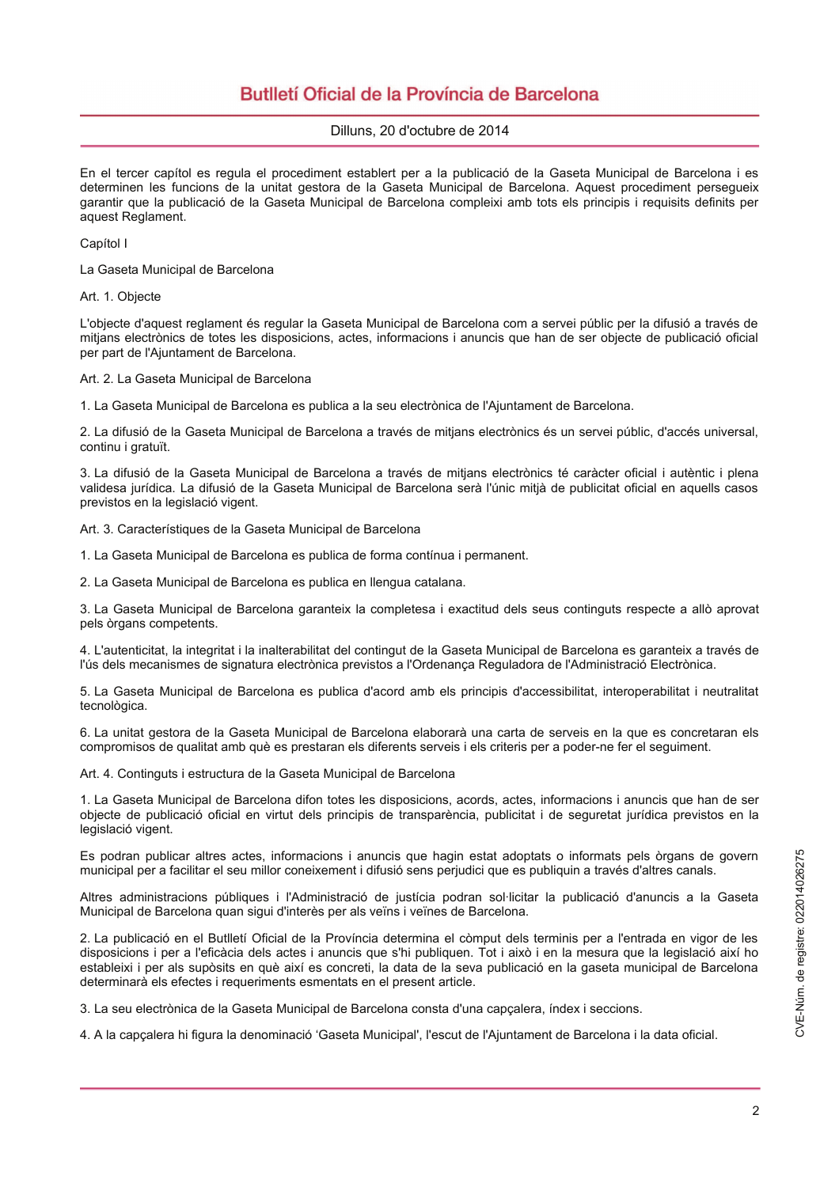En el tercer capítol es regula el procediment establert per a la publicació de la Gaseta Municipal de Barcelona i es determinen les funcions de la unitat gestora de la Gaseta Municipal de Barcelona. Aquest procediment persegueix garantir que la publicació de la Gaseta Municipal de Barcelona compleixi amb tots els principis i requisits definits per aquest Reglament.

## Capítol I

## La Gaseta Municipal de Barcelona

### Art. 1. Objecte

L'objecte d'aquest reglament és regular la Gaseta Municipal de Barcelona com a servei públic per la difusió a través de mitjans electrònics de totes les disposicions, actes, informacions i anuncis que han de ser objecte de publicació oficial per part de l'Ajuntament de Barcelona.

### Art. 2. La Gaseta Municipal de Barcelona

1. La Gaseta Municipal de Barcelona es publica a la seu electrònica de l'Ajuntament de Barcelona.

2. La difusió de la Gaseta Municipal de Barcelona a través de mitjans electrònics és un servei públic, d'accés universal, continu i gratuït.

3. La difusió de la Gaseta Municipal de Barcelona a través de mitjans electrònics té caràcter oficial i autèntic i plena validesa jurídica. La difusió de la Gaseta Municipal de Barcelona serà l'únic mitjà de publicitat oficial en aquells casos previstos en la legislació vigent.

### Art. 3. Característiques de la Gaseta Municipal de Barcelona

1. La Gaseta Municipal de Barcelona es publica de forma contínua i permanent.

2. La Gaseta Municipal de Barcelona es publica en llengua catalana.

3. La Gaseta Municipal de Barcelona garanteix la completesa i exactitud dels seus continguts respecte a allò aprovat pels òrgans competents.

4. L'autenticitat, la integritat i la inalterabilitat del contingut de la Gaseta Municipal de Barcelona es garanteix a través de l'ús dels mecanismes de signatura electrònica previstos a l'Ordenança Reguladora de l'Administració Electrònica.

5. La Gaseta Municipal de Barcelona es publica d'acord amb els principis d'accessibilitat, interoperabilitat i neutralitat tecnològica.

6. La unitat gestora de la Gaseta Municipal de Barcelona elaborarà una carta de serveis en la que es concretaran els compromisos de qualitat amb què es prestaran els diferents serveis i els criteris per a poder-ne fer el seguiment.

### Art. 4. Continguts i estructura de la Gaseta Municipal de Barcelona

1. La Gaseta Municipal de Barcelona difon totes les disposicions, acords, actes, informacions i anuncis que han de ser objecte de publicació oficial en virtut dels principis de transparència, publicitat i de seguretat jurídica previstos en la legislació vigent.

Es podran publicar altres actes, informacions i anuncis que hagin estat adoptats o informats pels òrgans de govern municipal per a facilitar el seu millor coneixement i difusió sens perjudici que es publiquin a través d'altres canals.

Altres administracions públiques i l'Administració de justícia podran sol·licitar la publicació d'anuncis a la Gaseta Municipal de Barcelona quan sigui d'interès per als veïns i veïnes de Barcelona.

2. La publicació en el Butlletí Oficial de la Província determina el còmput dels terminis per a l'entrada en vigor de les disposicions i per a l'eficàcia dels actes i anuncis que s'hi publiquen. Tot i això i en la mesura que la legislació així ho estableixi i per als supòsits en què així es concreti, la data de la seva publicació en la gaseta municipal de Barcelona determinarà els efectes i requeriments esmentats en el present article.

3. La seu electrònica de la Gaseta Municipal de Barcelona consta d'una capçalera, índex i seccions.

4. A la capçalera hi figura la denominació 'Gaseta Municipal', l'escut de l'Ajuntament de Barcelona i la data oficial.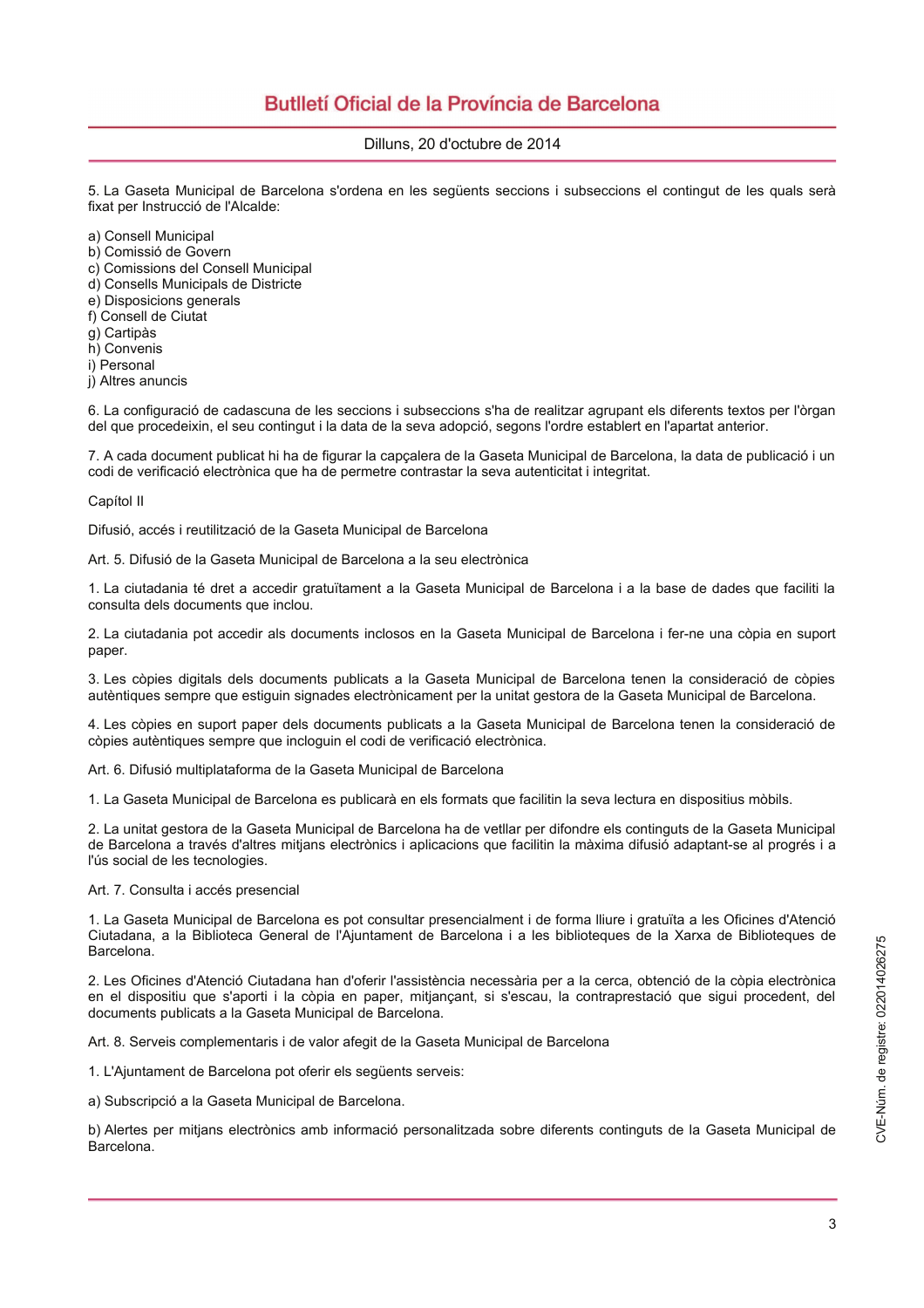5. La Gaseta Municipal de Barcelona s'ordena en les següents seccions i subseccions el contingut de les quals serà fixat per Instrucció de l'Alcalde:

a) Consell Municipal
b) Comissió de Govern
c) Comissions del Consell Municipal
d) Consells Municipals de Districte
e) Disposicions generals
f) Consell de Ciutat
g) Cartipàs
h) Convenis
i) Personal
j) Altres anuncis

6. La configuració de cadascuna de les seccions i subseccions s'ha de realitzar agrupant els diferents textos per l'òrgan del que procedeixin, el seu contingut i la data de la seva adopció, segons l'ordre establert en l'apartat anterior.

7. A cada document publicat hi ha de figurar la capçalera de la Gaseta Municipal de Barcelona, la data de publicació i un codi de verificació electrònica que ha de permetre contrastar la seva autenticitat i integritat.

Capítol II

Difusió, accés i reutilització de la Gaseta Municipal de Barcelona

Art. 5. Difusió de la Gaseta Municipal de Barcelona a la seu electrònica

1. La ciutadania té dret a accedir gratuïtament a la Gaseta Municipal de Barcelona i a la base de dades que faciliti la consulta dels documents que inclou.

2. La ciutadania pot accedir als documents inclosos en la Gaseta Municipal de Barcelona i fer-ne una còpia en suport paper.

3. Les còpies digitals dels documents publicats a la Gaseta Municipal de Barcelona tenen la consideració de còpies autèntiques sempre que estiguin signades electrònicament per la unitat gestora de la Gaseta Municipal de Barcelona.

4. Les còpies en suport paper dels documents publicats a la Gaseta Municipal de Barcelona tenen la consideració de còpies autèntiques sempre que incloguin el codi de verificació electrònica.

Art. 6. Difusió multiplataforma de la Gaseta Municipal de Barcelona

1. La Gaseta Municipal de Barcelona es publicarà en els formats que facilitin la seva lectura en dispositius mòbils.

2. La unitat gestora de la Gaseta Municipal de Barcelona ha de vetllar per difondre els continguts de la Gaseta Municipal de Barcelona a través d'altres mitjans electrònics i aplicacions que facilitin la màxima difusió adaptant-se al progrés i a l'ús social de les tecnologies.

Art. 7. Consulta i accés presencial

1. La Gaseta Municipal de Barcelona es pot consultar presencialment i de forma lliure i gratuïta a les Oficines d'Atenció Ciutadana, a la Biblioteca General de l'Ajuntament de Barcelona i a les biblioteques de la Xarxa de Biblioteques de Barcelona.

2. Les Oficines d'Atenció Ciutadana han d'oferir l'assistència necessària per a la cerca, obtenció de la còpia electrònica en el dispositiu que s'aporti i la còpia en paper, mitjançant, si s'escau, la contraprestació que sigui procedent, del documents publicats a la Gaseta Municipal de Barcelona.

Art. 8. Serveis complementaris i de valor afegit de la Gaseta Municipal de Barcelona

1. L'Ajuntament de Barcelona pot oferir els següents serveis:

a) Subscripció a la Gaseta Municipal de Barcelona.

b) Alertes per mitjans electrònics amb informació personalitzada sobre diferents continguts de la Gaseta Municipal de Barcelona.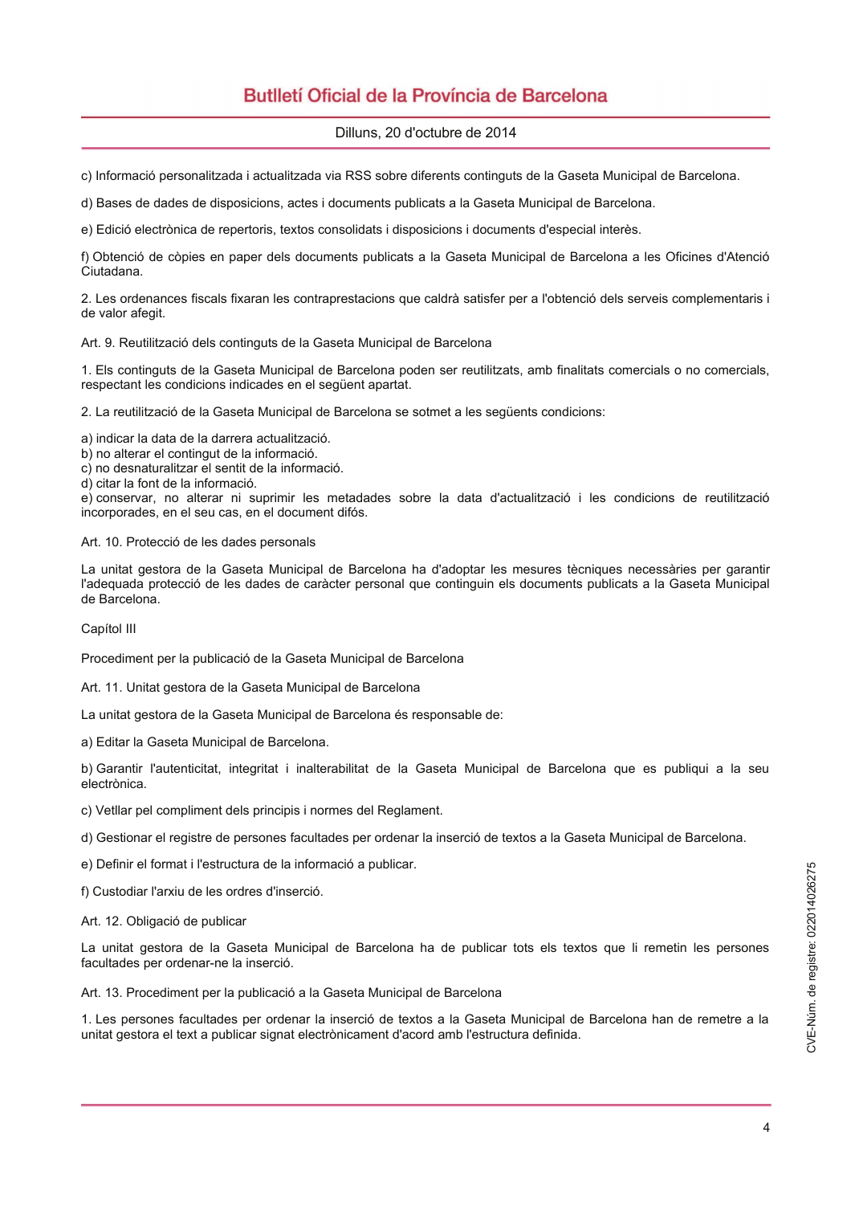c) Informació personalitzada i actualitzada via RSS sobre diferents continguts de la Gaseta Municipal de Barcelona.

d) Bases de dades de disposicions, actes i documents publicats a la Gaseta Municipal de Barcelona.

e) Edició electrònica de repertoris, textos consolidats i disposicions i documents d'especial interès.

f) Obtenció de còpies en paper dels documents publicats a la Gaseta Municipal de Barcelona a les Oficines d'Atenció Ciutadana.

2. Les ordenances fiscals fixaran les contraprestacions que caldrà satisfer per a l'obtenció dels serveis complementaris i de valor afegit.

Art. 9. Reutilització dels continguts de la Gaseta Municipal de Barcelona

1. Els continguts de la Gaseta Municipal de Barcelona poden ser reutilitzats, amb finalitats comercials o no comercials, respectant les condicions indicades en el següent apartat.

2. La reutilització de la Gaseta Municipal de Barcelona se sotmet a les següents condicions:

a) indicar la data de la darrera actualització.
b) no alterar el contingut de la informació.
c) no desnaturalitzar el sentit de la informació.
d) citar la font de la informació.
e) conservar, no alterar ni suprimir les metadades sobre la data d'actualització i les condicions de reutilització incorporades, en el seu cas, en el document difós.

Art. 10. Protecció de les dades personals

La unitat gestora de la Gaseta Municipal de Barcelona ha d'adoptar les mesures tècniques necessàries per garantir l'adequada protecció de les dades de caràcter personal que continguin els documents publicats a la Gaseta Municipal de Barcelona.

Capítol III

Procediment per la publicació de la Gaseta Municipal de Barcelona

Art. 11. Unitat gestora de la Gaseta Municipal de Barcelona

La unitat gestora de la Gaseta Municipal de Barcelona és responsable de:

a) Editar la Gaseta Municipal de Barcelona.

b) Garantir l'autenticitat, integritat i inalterabilitat de la Gaseta Municipal de Barcelona que es publiqui a la seu electrònica.

c) Vetllar pel compliment dels principis i normes del Reglament.

d) Gestionar el registre de persones facultades per ordenar la inserció de textos a la Gaseta Municipal de Barcelona.

e) Definir el format i l'estructura de la informació a publicar.

f) Custodiar l'arxiu de les ordres d'inserció.

Art. 12. Obligació de publicar

La unitat gestora de la Gaseta Municipal de Barcelona ha de publicar tots els textos que li remetin les persones facultades per ordenar-ne la inserció.

Art. 13. Procediment per la publicació a la Gaseta Municipal de Barcelona

1. Les persones facultades per ordenar la inserció de textos a la Gaseta Municipal de Barcelona han de remetre a la unitat gestora el text a publicar signat electrònicament d'acord amb l'estructura definida.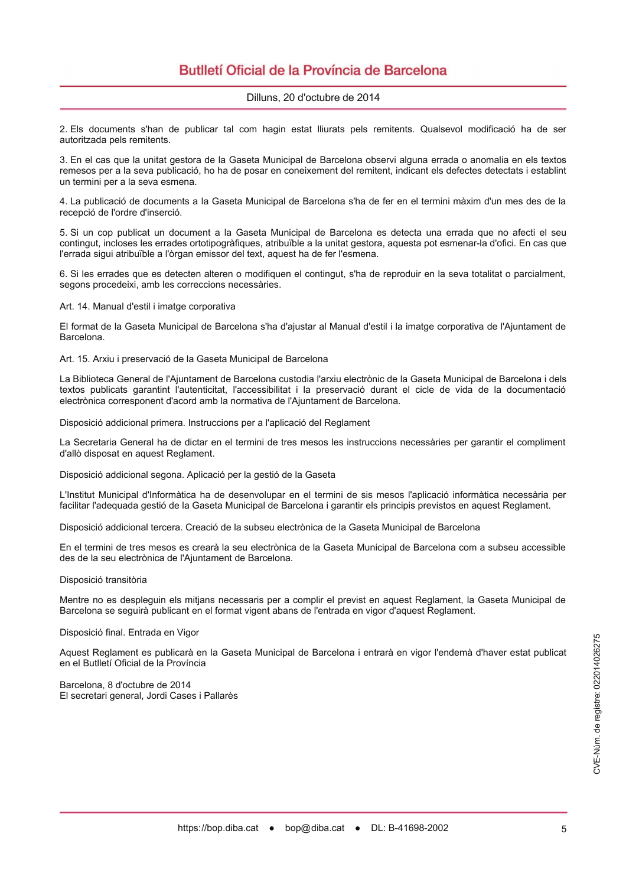2. Els documents s'han de publicar tal com hagin estat lliurats pels remitents. Qualsevol modificació ha de ser autoritzada pels remitents.

3. En el cas que la unitat gestora de la Gaseta Municipal de Barcelona observi alguna errada o anomalia en els textos remesos per a la seva publicació, ho ha de posar en coneixement del remitent, indicant els defectes detectats i establint un termini per a la seva esmena.

4. La publicació de documents a la Gaseta Municipal de Barcelona s'ha de fer en el termini màxim d'un mes des de la recepció de l'ordre d'inserció.

5. Si un cop publicat un document a la Gaseta Municipal de Barcelona es detecta una errada que no afecti el seu contingut, incloses les errades ortotipogràfiques, atribuïble a la unitat gestora, aquesta pot esmenar-la d'ofici. En cas que l'errada sigui atribuïble a l'òrgan emissor del text, aquest ha de fer l'esmena.

6. Si les errades que es detecten alteren o modifiquen el contingut, s'ha de reproduir en la seva totalitat o parcialment, segons procedeixi, amb les correccions necessàries.

Art. 14. Manual d'estil i imatge corporativa

El format de la Gaseta Municipal de Barcelona s'ha d'ajustar al Manual d'estil i la imatge corporativa de l'Ajuntament de Barcelona.

Art. 15. Arxiu i preservació de la Gaseta Municipal de Barcelona

La Biblioteca General de l'Ajuntament de Barcelona custodia l'arxiu electrònic de la Gaseta Municipal de Barcelona i dels textos publicats garantint l'autenticitat, l'accessibilitat i la preservació durant el cicle de vida de la documentació electrònica corresponent d'acord amb la normativa de l'Ajuntament de Barcelona.

Disposició addicional primera. Instruccions per a l'aplicació del Reglament

La Secretaria General ha de dictar en el termini de tres mesos les instruccions necessàries per garantir el compliment d'allò disposat en aquest Reglament.

Disposició addicional segona. Aplicació per la gestió de la Gaseta

L'Institut Municipal d'Informàtica ha de desenvolupar en el termini de sis mesos l'aplicació informàtica necessària per facilitar l'adequada gestió de la Gaseta Municipal de Barcelona i garantir els principis previstos en aquest Reglament.

Disposició addicional tercera. Creació de la subseu electrònica de la Gaseta Municipal de Barcelona

En el termini de tres mesos es crearà la seu electrònica de la Gaseta Municipal de Barcelona com a subseu accessible des de la seu electrònica de l'Ajuntament de Barcelona.

Disposició transitòria

Mentre no es despleguin els mitjans necessaris per a complir el previst en aquest Reglament, la Gaseta Municipal de Barcelona se seguirà publicant en el format vigent abans de l'entrada en vigor d'aquest Reglament.

Disposició final. Entrada en Vigor

Aquest Reglament es publicarà en la Gaseta Municipal de Barcelona i entrarà en vigor l'endemà d'haver estat publicat en el Butlletí Oficial de la Província

Barcelona, 8 d'octubre de 2014
El secretari general, Jordi Cases i Pallarès